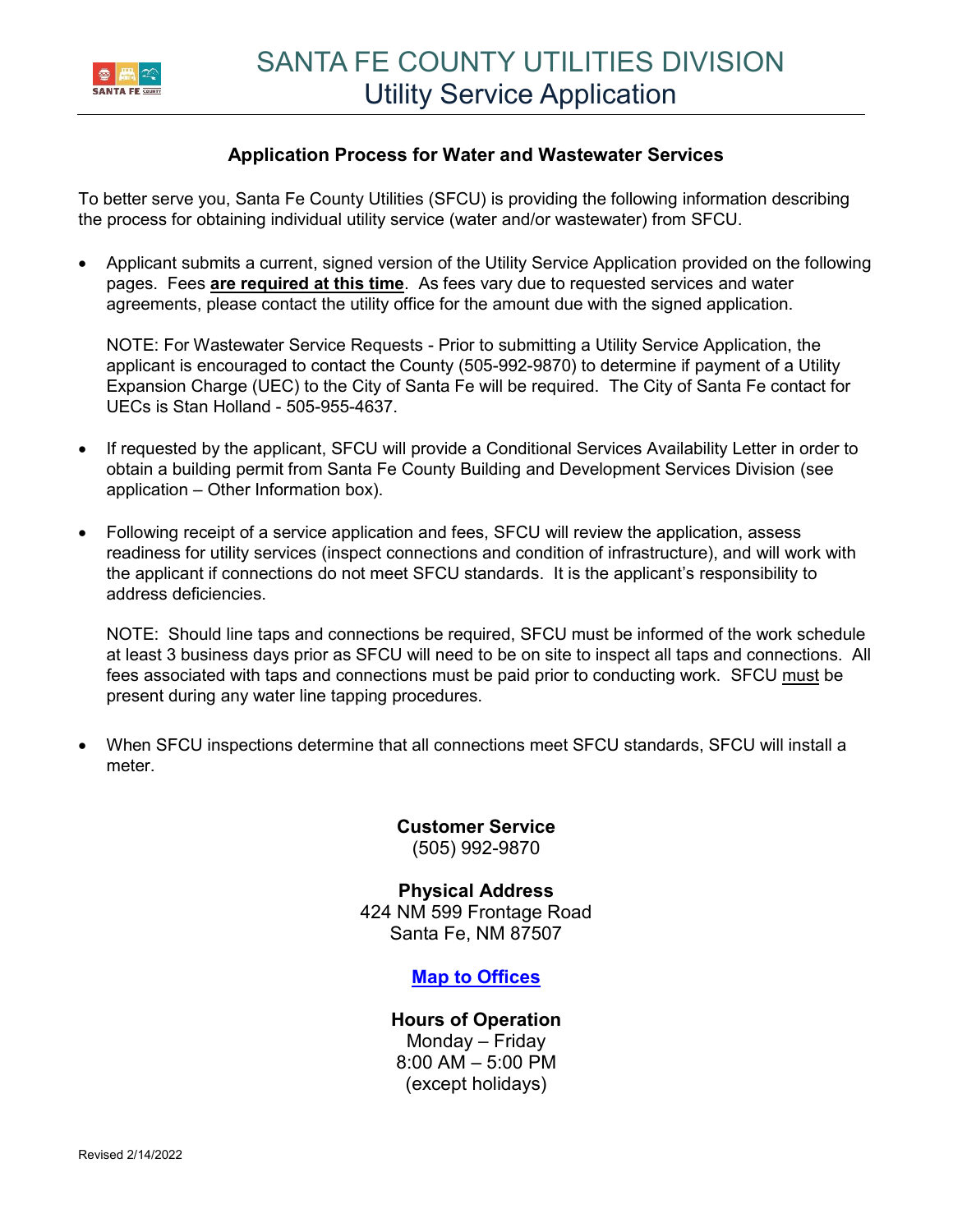# SANTA FE COUNTY UTILITIES DIVISION
## Utility Service Application

### Application Process for Water and Wastewater Services

To better serve you, Santa Fe County Utilities (SFCU) is providing the following information describing the process for obtaining individual utility service (water and/or wastewater) from SFCU.

- Applicant submits a current, signed version of the Utility Service Application provided on the following pages. Fees **are required at this time**. As fees vary due to requested services and water agreements, please contact the utility office for the amount due with the signed application.

  NOTE: For Wastewater Service Requests - Prior to submitting a Utility Service Application, the applicant is encouraged to contact the County (505-992-9870) to determine if payment of a Utility Expansion Charge (UEC) to the City of Santa Fe will be required. The City of Santa Fe contact for UECs is Stan Holland - 505-955-4637.

- If requested by the applicant, SFCU will provide a Conditional Services Availability Letter in order to obtain a building permit from Santa Fe County Building and Development Services Division (see application – Other Information box).

- Following receipt of a service application and fees, SFCU will review the application, assess readiness for utility services (inspect connections and condition of infrastructure), and will work with the applicant if connections do not meet SFCU standards. It is the applicant's responsibility to address deficiencies.

  NOTE: Should line taps and connections be required, SFCU must be informed of the work schedule at least 3 business days prior as SFCU will need to be on site to inspect all taps and connections. All fees associated with taps and connections must be paid prior to conducting work. SFCU must be present during any water line tapping procedures.

- When SFCU inspections determine that all connections meet SFCU standards, SFCU will install a meter.

**Customer Service**
(505) 992-9870

**Physical Address**
424 NM 599 Frontage Road
Santa Fe, NM 87507

**Map to Offices**

**Hours of Operation**
Monday – Friday
8:00 AM – 5:00 PM
(except holidays)

Revised 2/14/2022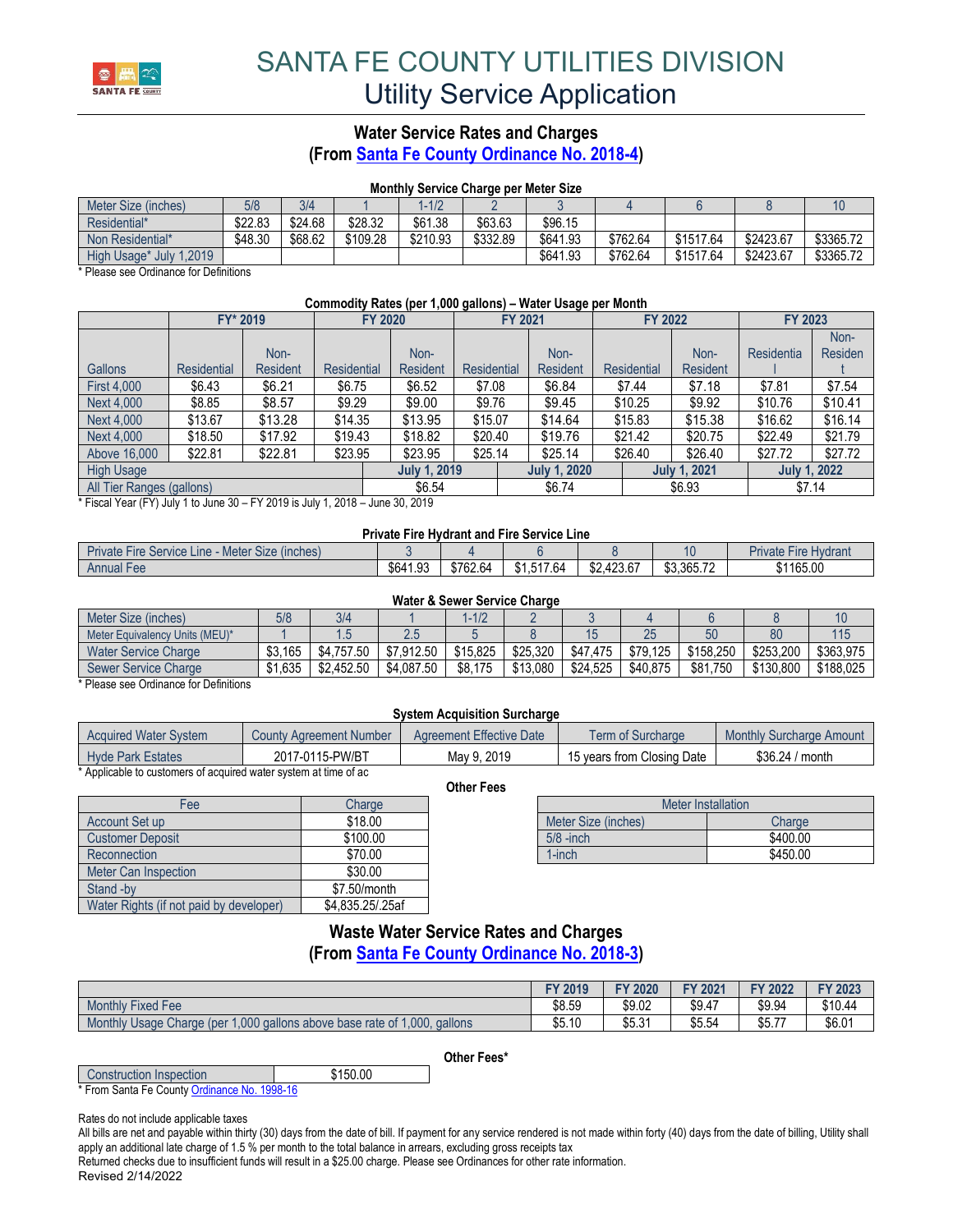# SANTA FE COUNTY UTILITIES DIVISION
# Utility Service Application

## Water Service Rates and Charges
## (From Santa Fe County Ordinance No. 2018-4)

**Monthly Service Charge per Meter Size**

| Meter Size (inches) | 5/8 | 3/4 | 1 | 1-1/2 | 2 | 3 | 4 | 6 | 8 | 10 |
|---|---|---|---|---|---|---|---|---|---|---|
| Residential* | $22.83 | $24.68 | $28.32 | $61.38 | $63.63 | $96.15 | | | | |
| Non Residential* | $48.30 | $68.62 | $109.28 | $210.93 | $332.89 | $641.93 | $762.64 | $1517.64 | $2423.67 | $3365.72 |
| High Usage* July 1,2019 | | | | | | $641.93 | $762.64 | $1517.64 | $2423.67 | $3365.72 |

* Please see Ordinance for Definitions

**Commodity Rates (per 1,000 gallons) – Water Usage per Month**

| | FY* 2019 | | FY 2020 | | FY 2021 | | FY 2022 | | FY 2023 | |
|---|---|---|---|---|---|---|---|---|---|---|
| Gallons | Residential | Non-Resident | Residential | Non-Resident | Residential | Non-Resident | Residential | Non-Resident | Residential | Non-Resident |
| First 4,000 | $6.43 | $6.21 | $6.75 | $6.52 | $7.08 | $6.84 | $7.44 | $7.18 | $7.81 | $7.54 |
| Next 4,000 | $8.85 | $8.57 | $9.29 | $9.00 | $9.76 | $9.45 | $10.25 | $9.92 | $10.76 | $10.41 |
| Next 4,000 | $13.67 | $13.28 | $14.35 | $13.95 | $15.07 | $14.64 | $15.83 | $15.38 | $16.62 | $16.14 |
| Next 4,000 | $18.50 | $17.92 | $19.43 | $18.82 | $20.40 | $19.76 | $21.42 | $20.75 | $22.49 | $21.79 |
| Above 16,000 | $22.81 | $22.81 | $23.95 | $23.95 | $25.14 | $25.14 | $26.40 | $26.40 | $27.72 | $27.72 |
| High Usage | | | | **July 1, 2019** | | **July 1, 2020** | | **July 1, 2021** | | **July 1, 2022** |
| All Tier Ranges (gallons) | | | | $6.54 | | $6.74 | | $6.93 | | $7.14 |

* Fiscal Year (FY) July 1 to June 30 – FY 2019 is July 1, 2018 – June 30, 2019

**Private Fire Hydrant and Fire Service Line**

| Private Fire Service Line - Meter Size (inches) | 3 | 4 | 6 | 8 | 10 | Private Fire Hydrant |
|---|---|---|---|---|---|---|
| Annual Fee | $641.93 | $762.64 | $1,517.64 | $2,423.67 | $3,365.72 | $1165.00 |

**Water & Sewer Service Charge**

| Meter Size (inches) | 5/8 | 3/4 | 1 | 1-1/2 | 2 | 3 | 4 | 6 | 8 | 10 |
|---|---|---|---|---|---|---|---|---|---|---|
| Meter Equivalency Units (MEU)* | 1 | 1.5 | 2.5 | 5 | 8 | 15 | 25 | 50 | 80 | 115 |
| Water Service Charge | $3,165 | $4,757.50 | $7,912.50 | $15,825 | $25,320 | $47,475 | $79,125 | $158,250 | $253,200 | $363,975 |
| Sewer Service Charge | $1,635 | $2,452.50 | $4,087.50 | $8,175 | $13,080 | $24,525 | $40,875 | $81,750 | $130,800 | $188,025 |

* Please see Ordinance for Definitions

**System Acquisition Surcharge**

| Acquired Water System | County Agreement Number | Agreement Effective Date | Term of Surcharge | Monthly Surcharge Amount |
|---|---|---|---|---|
| Hyde Park Estates | 2017-0115-PW/BT | May 9, 2019 | 15 years from Closing Date | $36.24 / month |

* Applicable to customers of acquired water system at time of ac

**Other Fees**

| Fee | Charge |
|---|---|
| Account Set up | $18.00 |
| Customer Deposit | $100.00 |
| Reconnection | $70.00 |
| Meter Can Inspection | $30.00 |
| Stand -by | $7.50/month |
| Water Rights (if not paid by developer) | $4,835.25/.25af |

| Meter Installation | |
|---|---|
| Meter Size (inches) | Charge |
| 5/8 -inch | $400.00 |
| 1-inch | $450.00 |

## Waste Water Service Rates and Charges
## (From Santa Fe County Ordinance No. 2018-3)

| | FY 2019 | FY 2020 | FY 2021 | FY 2022 | FY 2023 |
|---|---|---|---|---|---|
| Monthly Fixed Fee | $8.59 | $9.02 | $9.47 | $9.94 | $10.44 |
| Monthly Usage Charge (per 1,000 gallons above base rate of 1,000, gallons | $5.10 | $5.31 | $5.54 | $5.77 | $6.01 |

**Other Fees***

| Construction Inspection | $150.00 |
|---|---|

* From Santa Fe County Ordinance No. 1998-16

Rates do not include applicable taxes

All bills are net and payable within thirty (30) days from the date of bill. If payment for any service rendered is not made within forty (40) days from the date of billing, Utility shall apply an additional late charge of 1.5 % per month to the total balance in arrears, excluding gross receipts tax

Returned checks due to insufficient funds will result in a $25.00 charge. Please see Ordinances for other rate information.

Revised 2/14/2022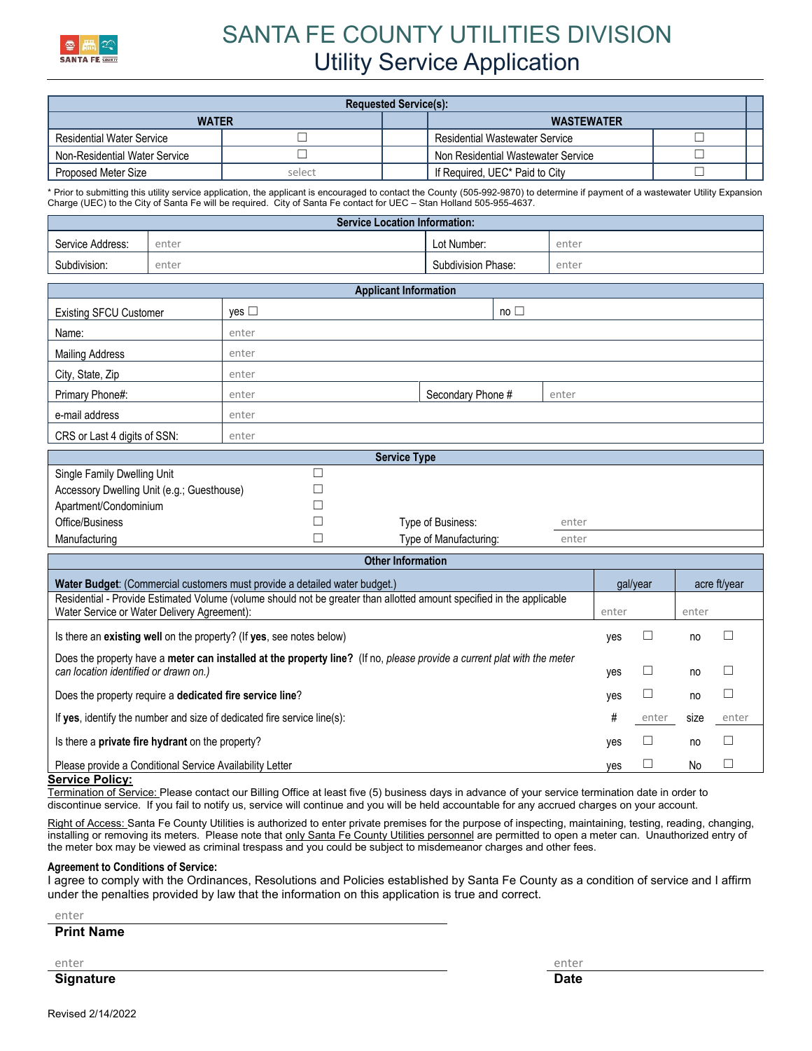# SANTA FE COUNTY UTILITIES DIVISION
## Utility Service Application

| Requested Service(s): | | | | | |
|---|---|---|---|---|---|
| **WATER** | | | **WASTEWATER** | | |
| Residential Water Service | ☐ | | Residential Wastewater Service | ☐ | |
| Non-Residential Water Service | ☐ | | Non Residential Wastewater Service | ☐ | |
| Proposed Meter Size | select | | If Required, UEC* Paid to City | ☐ | |

\* Prior to submitting this utility service application, the applicant is encouraged to contact the County (505-992-9870) to determine if payment of a wastewater Utility Expansion Charge (UEC) to the City of Santa Fe will be required. City of Santa Fe contact for UEC – Stan Holland 505-955-4637.

| Service Location Information: | | | |
|---|---|---|---|
| Service Address: | enter | Lot Number: | enter |
| Subdivision: | enter | Subdivision Phase: | enter |

| Applicant Information | | | |
|---|---|---|---|
| Existing SFCU Customer | yes ☐ | no ☐ | |
| Name: | enter | | |
| Mailing Address | enter | | |
| City, State, Zip | enter | | |
| Primary Phone#: | enter | Secondary Phone # | enter |
| e-mail address | enter | | |
| CRS or Last 4 digits of SSN: | enter | | |

| Service Type | | | |
|---|---|---|---|
| Single Family Dwelling Unit | ☐ | | |
| Accessory Dwelling Unit (e.g.; Guesthouse) | ☐ | | |
| Apartment/Condominium | ☐ | | |
| Office/Business | ☐ | Type of Business: | enter |
| Manufacturing | ☐ | Type of Manufacturing: | enter |

| Other Information | | | | |
|---|---|---|---|---|
| **Water Budget**: (Commercial customers must provide a detailed water budget.) | gal/year | | acre ft/year | |
| Residential - Provide Estimated Volume (volume should not be greater than allotted amount specified in the applicable Water Service or Water Delivery Agreement): | enter | | enter | |
| Is there an **existing well** on the property? (If **yes**, see notes below) | yes | ☐ | no | ☐ |
| Does the property have a **meter can installed at the property line?** (If no, *please provide a current plat with the meter can location identified or drawn on.)* | yes | ☐ | no | ☐ |
| Does the property require a **dedicated fire service line**? | yes | ☐ | no | ☐ |
| If **yes**, identify the number and size of dedicated fire service line(s): | # | enter | size | enter |
| Is there a **private fire hydrant** on the property? | yes | ☐ | no | ☐ |
| Please provide a Conditional Service Availability Letter | yes | ☐ | No | ☐ |

**Service Policy:**

Termination of Service: Please contact our Billing Office at least five (5) business days in advance of your service termination date in order to discontinue service. If you fail to notify us, service will continue and you will be held accountable for any accrued charges on your account.

Right of Access: Santa Fe County Utilities is authorized to enter private premises for the purpose of inspecting, maintaining, testing, reading, changing, installing or removing its meters. Please note that only Santa Fe County Utilities personnel are permitted to open a meter can. Unauthorized entry of the meter box may be viewed as criminal trespass and you could be subject to misdemeanor charges and other fees.

**Agreement to Conditions of Service:**

I agree to comply with the Ordinances, Resolutions and Policies established by Santa Fe County as a condition of service and I affirm under the penalties provided by law that the information on this application is true and correct.

enter
**Print Name**

enter
**Signature**

enter
**Date**

Revised 2/14/2022